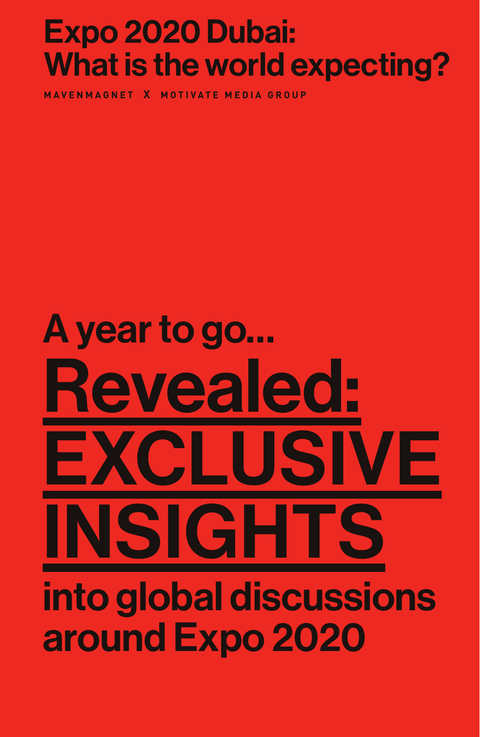# Expo 2020 Dubai: What is the world expecting?

MAVENMAGNET X MOTIVATE MEDIA GROUP

## A year to go...

# Revealed: EXCLUSIVE INSIGHTS

## into global discussions around Expo 2020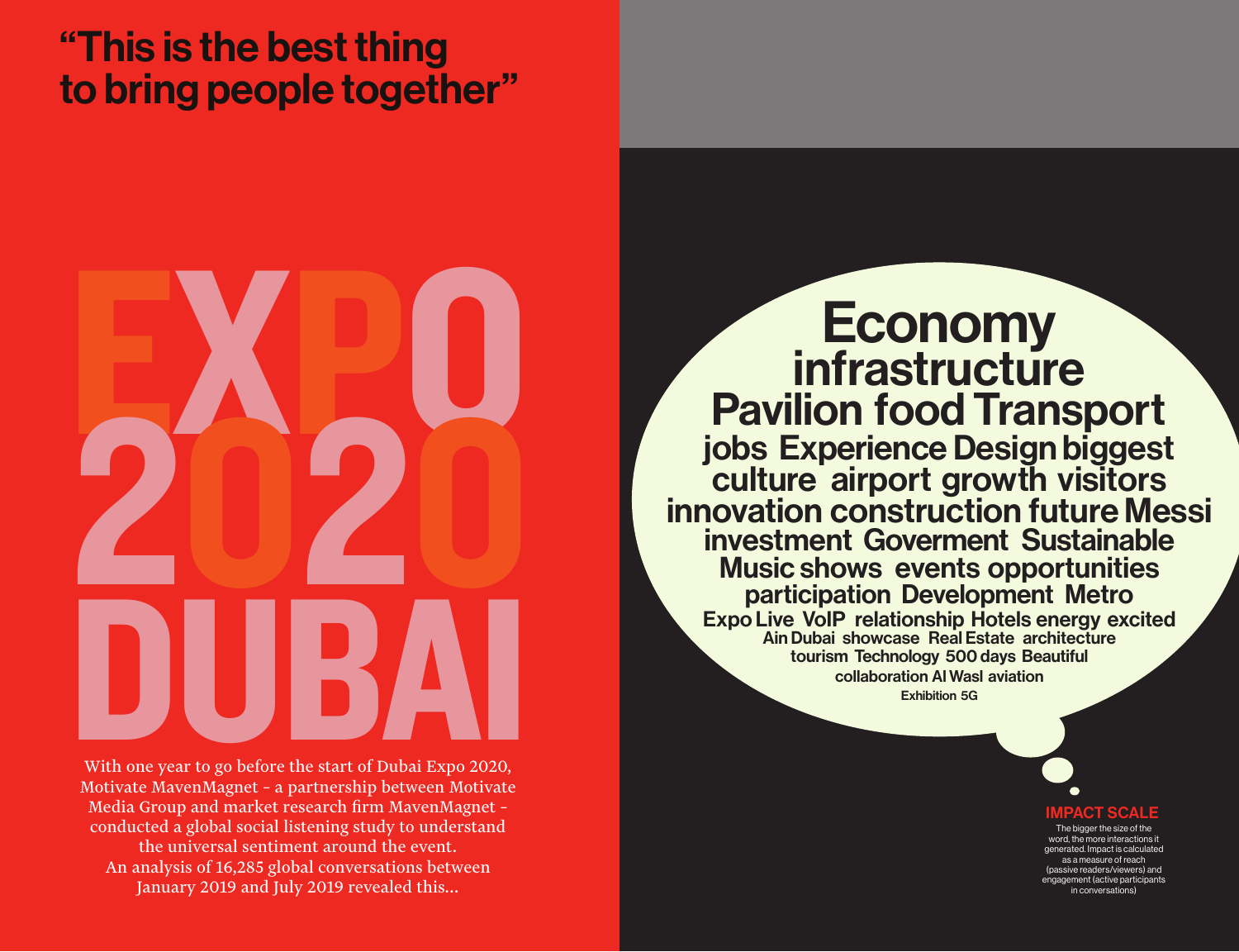# "This is the best thing to bring people together"

# EXPO 2020 DUBAI

With one year to go before the start of Dubai Expo 2020, Motivate MavenMagnet - a partnership between Motivate Media Group and market research firm MavenMagnet - conducted a global social listening study to understand the universal sentiment around the event. An analysis of 16,285 global conversations between January 2019 and July 2019 revealed this...

# Economy

## infrastructure

## Pavilion food Transport

### jobs Experience Design biggest

### culture airport growth visitors

### innovation construction future Messi

### investment Goverment Sustainable

### Music shows events opportunities

### participation Development Metro

**Expo Live VoIP relationship Hotels energy excited**

**Ain Dubai showcase Real Estate architecture**

**tourism Technology 500 days Beautiful**

**collaboration Al Wasl aviation**

**Exhibition 5G**

**IMPACT SCALE**

The bigger the size of the word, the more interactions it generated. Impact is calculated as a measure of reach (passive readers/viewers) and engagement (active participants in conversations)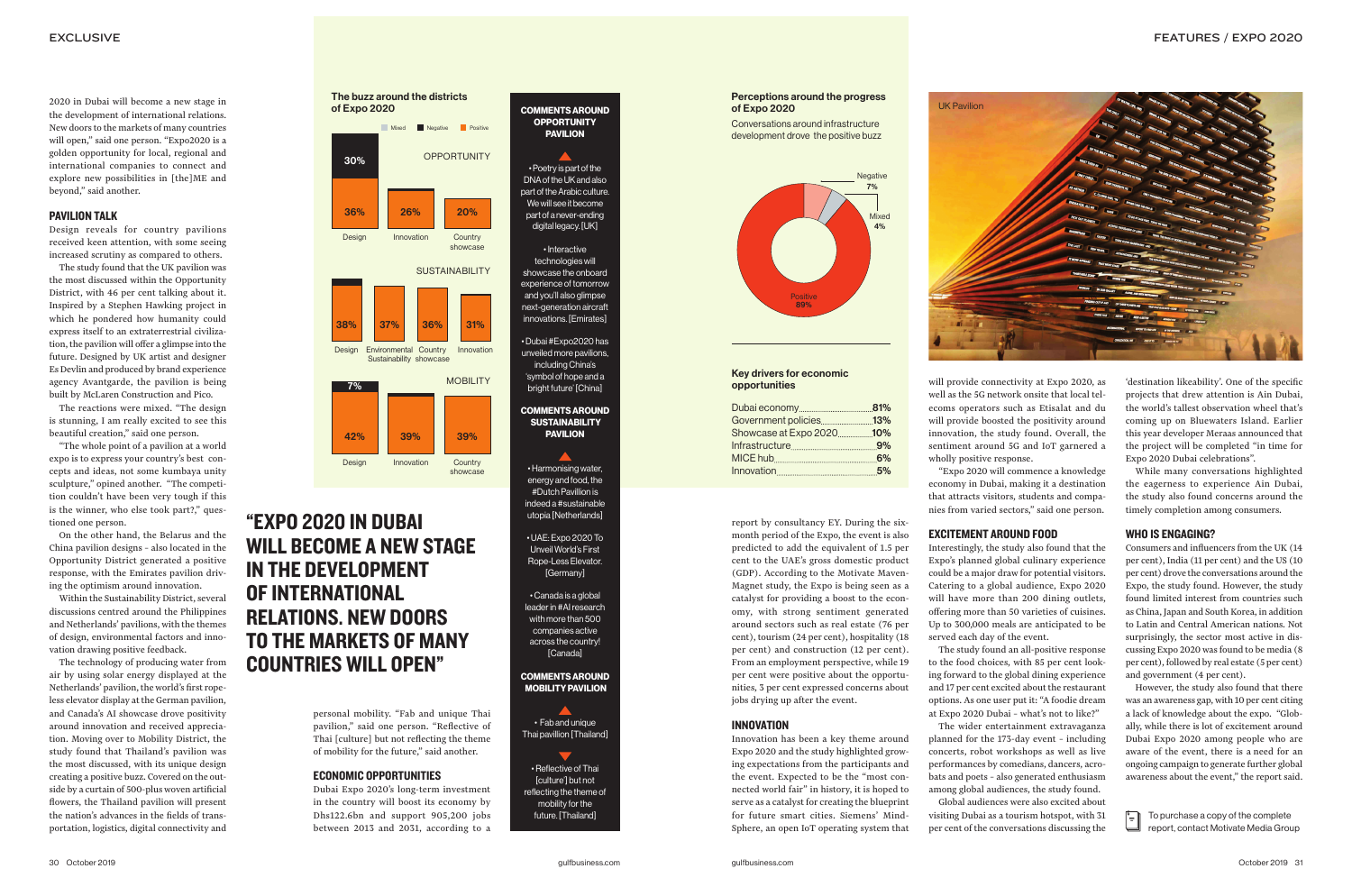2020 in Dubai will become a new stage in the development of international relations. New doors to the markets of many countries will open," said one person. "Expo2020 is a golden opportunity for local, regional and international companies to connect and explore new possibilities in [the]ME and beyond," said another.

### PAVILION TALK

Design reveals for country pavilions received keen attention, with some seeing increased scrutiny as compared to others.

The study found that the UK pavilion was the most discussed within the Opportunity District, with 46 per cent talking about it. Inspired by a Stephen Hawking project in which he pondered how humanity could express itself to an extraterrestrial civilization, the pavilion will offer a glimpse into the future. Designed by UK artist and designer Es Devlin and produced by brand experience agency Avantgarde, the pavilion is being built by McLaren Construction and Pico.

The reactions were mixed. "The design is stunning, I am really excited to see this beautiful creation," said one person.

"The whole point of a pavilion at a world expo is to express your country's best concepts and ideas, not some kumbaya unity sculpture," opined another. "The competition couldn't have been very tough if this is the winner, who else took part?," questioned one person.

On the other hand, the Belarus and the China pavilion designs - also located in the Opportunity District generated a positive response, with the Emirates pavilion driving the optimism around innovation.

Within the Sustainability District, several discussions centred around the Philippines and Netherlands' pavilions, with the themes of design, environmental factors and innovation drawing positive feedback.

The technology of producing water from air by using solar energy displayed at the Netherlands' pavilion, the world's first ropeless elevator display at the German pavilion, and Canada's AI showcase drove positivity around innovation and received appreciation. Moving over to Mobility District, the study found that Thailand's pavilion was the most discussed, with its unique design creating a positive buzz. Covered on the outside by a curtain of 500-plus woven artificial flowers, the Thailand pavilion will present the nation's advances in the fields of transportation, logistics, digital connectivity and personal mobility. "Fab and unique Thai pavilion," said one person. "Reflective of Thai [culture] but not reflecting the theme of mobility for the future," said another.

**The buzz around the districts of Expo 2020**

Mixed | Negative | Positive

OPPORTUNITY

30%

36% Design

26% Innovation

20% Country showcase

SUSTAINABILITY

38% Design

37% Environmental Sustainability

36% Country showcase

31% Innovation

MOBILITY

7%

42% Design

39% Innovation

39% Country showcase

**COMMENTS AROUND OPPORTUNITY PAVILION**

- Poetry is part of the DNA of the UK and also part of the Arabic culture. We will see it become part of a never-ending digital legacy. [UK]
- Interactive technologies will showcase the onboard experience of tomorrow and you'll also glimpse next-generation aircraft innovations. [Emirates]
- Dubai #Expo2020 has unveiled more pavilions, including China's 'symbol of hope and a bright future' [China]

**COMMENTS AROUND SUSTAINABILITY PAVILION**

- Harmonising water, energy and food, the #Dutch Pavilion is indeed a #sustainable utopia [Netherlands]
- UAE: Expo 2020 To Unveil World's First Rope-Less Elevator. [Germany]
- Canada is a global leader in #AI research with more than 500 companies active across the country! [Canada]

**COMMENTS AROUND MOBILITY PAVILION**

- Fab and unique Thai pavilion [Thailand]
- Reflective of Thai [culture] but not reflecting the theme of mobility for the future. [Thailand]

## "EXPO 2020 IN DUBAI WILL BECOME A NEW STAGE IN THE DEVELOPMENT OF INTERNATIONAL RELATIONS. NEW DOORS TO THE MARKETS OF MANY COUNTRIES WILL OPEN"

### ECONOMIC OPPORTUNITIES

Dubai Expo 2020's long-term investment in the country will boost its economy by Dhs122.6bn and support 905,200 jobs between 2013 and 2031, according to a report by consultancy EY. During the six-month period of the Expo, the event is also predicted to add the equivalent of 1.5 per cent to the UAE's gross domestic product (GDP). According to the Motivate Maven-Magnet study, the Expo is being seen as a catalyst for providing a boost to the economy, with strong sentiment generated around sectors such as real estate (76 per cent), tourism (24 per cent), hospitality (18 per cent) and construction (12 per cent). From an employment perspective, while 19 per cent were positive about the opportunities, 3 per cent expressed concerns about jobs drying up after the event.

**Perceptions around the progress of Expo 2020**

Conversations around infrastructure development drove the positive buzz

Negative 7%

Mixed 4%

Positive 89%

**Key drivers for economic opportunities**

| | |
|---|---|
| Dubai economy | 81% |
| Government policies | 13% |
| Showcase at Expo 2020 | 10% |
| Infrastructure | 9% |
| MICE hub | 6% |
| Innovation | 5% |

### INNOVATION

Innovation has been a key theme around Expo 2020 and the study highlighted growing expectations from the participants and the event. Expected to be the "most connected world fair" in history, it is hoped to serve as a catalyst for creating the blueprint for future smart cities. Siemens' MindSphere, an open IoT operating system that will provide connectivity at Expo 2020, as well as the 5G network onsite that local telecoms operators such as Etisalat and du will provide boosted the positivity around innovation, the study found. Overall, the sentiment around 5G and IoT garnered a wholly positive response.

"Expo 2020 will commence a knowledge economy in Dubai, making it a destination that attracts visitors, students and companies from varied sectors," said one person.

UK Pavilion

### EXCITEMENT AROUND FOOD

Interestingly, the study also found that the Expo's planned global culinary experience could be a major draw for potential visitors. Catering to a global audience, Expo 2020 will have more than 200 dining outlets, offering more than 50 varieties of cuisines. Up to 300,000 meals are anticipated to be served each day of the event.

The study found an all-positive response to the food choices, with 85 per cent looking forward to the global dining experience and 17 per cent excited about the restaurant options. As one user put it: "A foodie dream at Expo 2020 Dubai - what's not to like?"

The wider entertainment extravaganza planned for the 173-day event - including concerts, robot workshops as well as live performances by comedians, dancers, acrobats and poets - also generated enthusiasm among global audiences, the study found.

Global audiences were also excited about visiting Dubai as a tourism hotspot, with 31 per cent of the conversations discussing the 'destination likeability'. One of the specific projects that drew attention is Ain Dubai, the world's tallest observation wheel that's coming up on Bluewaters Island. Earlier this year developer Meraas announced that the project will be completed "in time for Expo 2020 Dubai celebrations".

While many conversations highlighted the eagerness to experience Ain Dubai, the study also found concerns around the timely completion among consumers.

### WHO IS ENGAGING?

Consumers and influencers from the UK (14 per cent), India (11 per cent) and the US (10 per cent) drove the conversations around the Expo, the study found. However, the study found limited interest from countries such as China, Japan and South Korea, in addition to Latin and Central American nations. Not surprisingly, the sector most active in discussing Expo 2020 was found to be media (8 per cent), followed by real estate (5 per cent) and government (4 per cent).

However, the study also found that there was an awareness gap, with 10 per cent citing a lack of knowledge about the expo. "Globally, while there is lot of excitement around Dubai Expo 2020 among people who are aware of the event, there is a need for an ongoing campaign to generate further global awareness about the event," the report said.

To purchase a copy of the complete report, contact Motivate Media Group